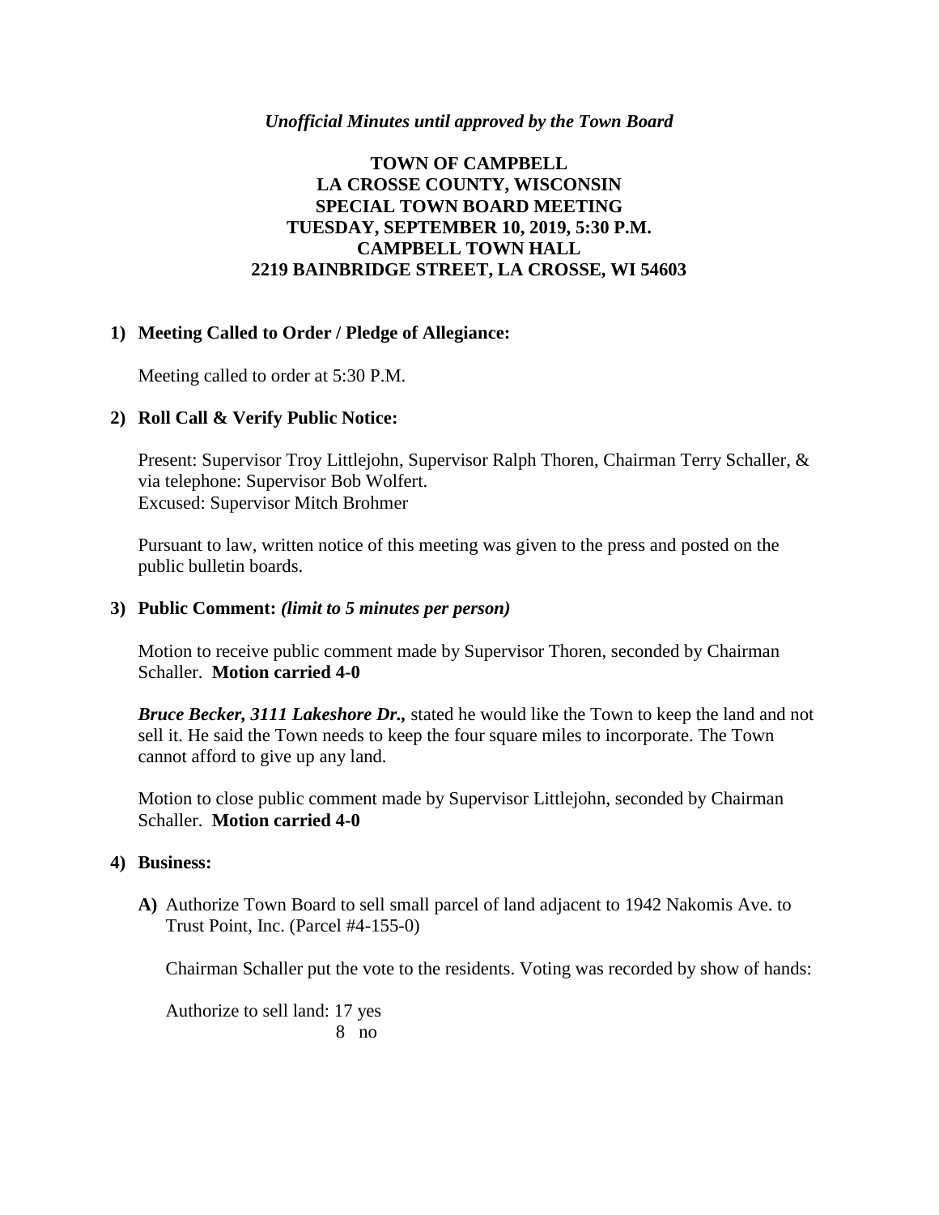*Unofficial Minutes until approved by the Town Board*

**TOWN OF CAMPBELL**
**LA CROSSE COUNTY, WISCONSIN**
**SPECIAL TOWN BOARD MEETING**
**TUESDAY, SEPTEMBER 10, 2019, 5:30 P.M.**
**CAMPBELL TOWN HALL**
**2219 BAINBRIDGE STREET, LA CROSSE, WI 54603**

**1) Meeting Called to Order / Pledge of Allegiance:**

Meeting called to order at 5:30 P.M.

**2) Roll Call & Verify Public Notice:**

Present: Supervisor Troy Littlejohn, Supervisor Ralph Thoren, Chairman Terry Schaller, & via telephone: Supervisor Bob Wolfert.
Excused: Supervisor Mitch Brohmer

Pursuant to law, written notice of this meeting was given to the press and posted on the public bulletin boards.

**3) Public Comment:** ***(limit to 5 minutes per person)***

Motion to receive public comment made by Supervisor Thoren, seconded by Chairman Schaller. **Motion carried 4-0**

***Bruce Becker, 3111 Lakeshore Dr.,*** stated he would like the Town to keep the land and not sell it. He said the Town needs to keep the four square miles to incorporate. The Town cannot afford to give up any land.

Motion to close public comment made by Supervisor Littlejohn, seconded by Chairman Schaller. **Motion carried 4-0**

**4) Business:**

**A)** Authorize Town Board to sell small parcel of land adjacent to 1942 Nakomis Ave. to Trust Point, Inc. (Parcel #4-155-0)

Chairman Schaller put the vote to the residents. Voting was recorded by show of hands:

Authorize to sell land: 17 yes
8 no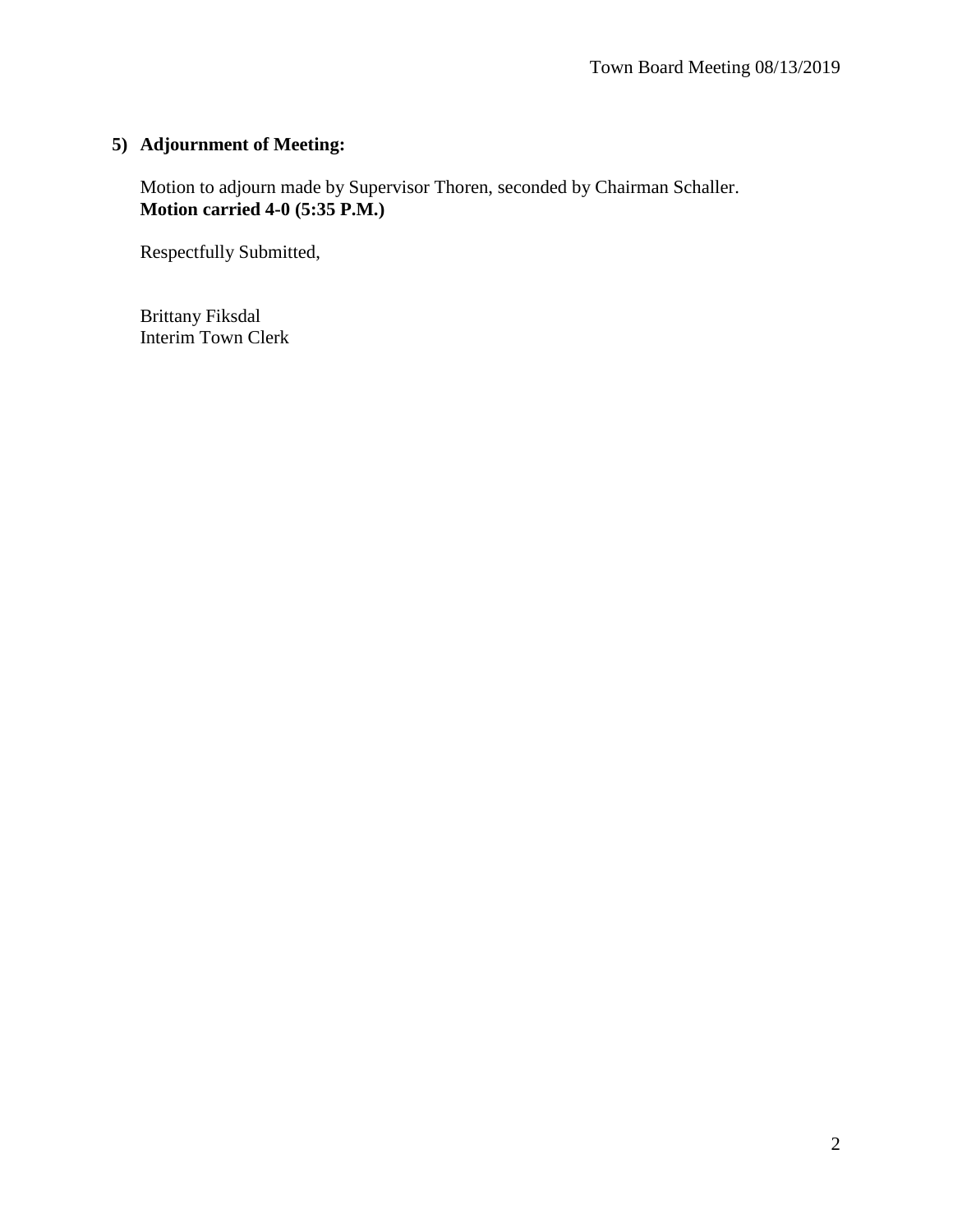**5) Adjournment of Meeting:**

Motion to adjourn made by Supervisor Thoren, seconded by Chairman Schaller.
**Motion carried 4-0 (5:35 P.M.)**

Respectfully Submitted,

Brittany Fiksdal
Interim Town Clerk